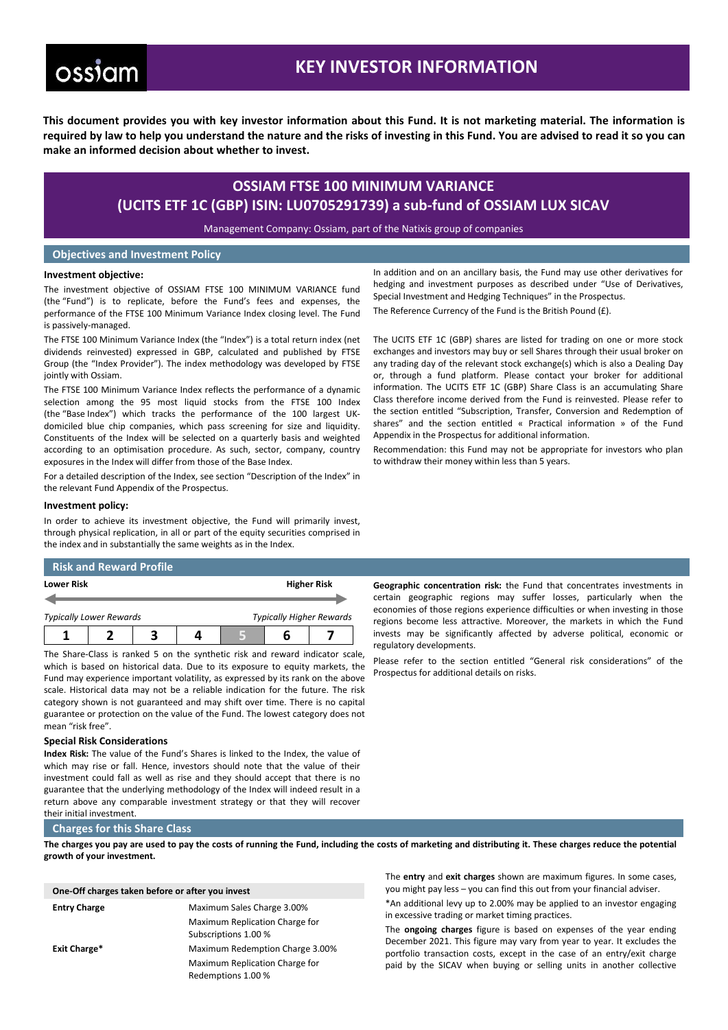# KEY INVESTOR INFORMATION

**This document provides you with key investor information about this Fund. It is not marketing material. The information is required by law to help you understand the nature and the risks of investing in this Fund. You are advised to read it so you can make an informed decision about whether to invest.**

## OSSIAM FTSE 100 MINIMUM VARIANCE (UCITS ETF 1C (GBP) ISIN: LU0705291739) a sub-fund of OSSIAM LUX SICAV

Management Company: Ossiam, part of the Natixis group of companies

## Objectives and Investment Policy

### Investment objective:

The investment objective of OSSIAM FTSE 100 MINIMUM VARIANCE fund (the "Fund") is to replicate, before the Fund's fees and expenses, the performance of the FTSE 100 Minimum Variance Index closing level. The Fund is passively-managed.

The FTSE 100 Minimum Variance Index (the "Index") is a total return index (net dividends reinvested) expressed in GBP, calculated and published by FTSE Group (the "Index Provider"). The index methodology was developed by FTSE jointly with Ossiam.

The FTSE 100 Minimum Variance Index reflects the performance of a dynamic selection among the 95 most liquid stocks from the FTSE 100 Index (the "Base Index") which tracks the performance of the 100 largest UK-domiciled blue chip companies, which pass screening for size and liquidity. Constituents of the Index will be selected on a quarterly basis and weighted according to an optimisation procedure. As such, sector, company, country exposures in the Index will differ from those of the Base Index.

For a detailed description of the Index, see section "Description of the Index" in the relevant Fund Appendix of the Prospectus.

### Investment policy:

In order to achieve its investment objective, the Fund will primarily invest, through physical replication, in all or part of the equity securities comprised in the index and in substantially the same weights as in the Index.

In addition and on an ancillary basis, the Fund may use other derivatives for hedging and investment purposes as described under "Use of Derivatives, Special Investment and Hedging Techniques" in the Prospectus.

The Reference Currency of the Fund is the British Pound (£).

The UCITS ETF 1C (GBP) shares are listed for trading on one or more stock exchanges and investors may buy or sell Shares through their usual broker on any trading day of the relevant stock exchange(s) which is also a Dealing Day or, through a fund platform. Please contact your broker for additional information. The UCITS ETF 1C (GBP) Share Class is an accumulating Share Class therefore income derived from the Fund is reinvested. Please refer to the section entitled "Subscription, Transfer, Conversion and Redemption of shares" and the section entitled « Practical information » of the Fund Appendix in the Prospectus for additional information.

Recommendation: this Fund may not be appropriate for investors who plan to withdraw their money within less than 5 years.

## Risk and Reward Profile

**Lower Risk** — **Higher Risk**

*Typically Lower Rewards* — *Typically Higher Rewards*

| 1 | 2 | 3 | 4 | **5** | 6 | 7 |
|---|---|---|---|---|---|---|

The Share-Class is ranked 5 on the synthetic risk and reward indicator scale, which is based on historical data. Due to its exposure to equity markets, the Fund may experience important volatility, as expressed by its rank on the above scale. Historical data may not be a reliable indication for the future. The risk category shown is not guaranteed and may shift over time. There is no capital guarantee or protection on the value of the Fund. The lowest category does not mean "risk free".

### Special Risk Considerations

**Index Risk:** The value of the Fund's Shares is linked to the Index, the value of which may rise or fall. Hence, investors should note that the value of their investment could fall as well as rise and they should accept that there is no guarantee that the underlying methodology of the Index will indeed result in a return above any comparable investment strategy or that they will recover their initial investment.

**Geographic concentration risk:** the Fund that concentrates investments in certain geographic regions may suffer losses, particularly when the economies of those regions experience difficulties or when investing in those regions become less attractive. Moreover, the markets in which the Fund invests may be significantly affected by adverse political, economic or regulatory developments.

Please refer to the section entitled "General risk considerations" of the Prospectus for additional details on risks.

## Charges for this Share Class

**The charges you pay are used to pay the costs of running the Fund, including the costs of marketing and distributing it. These charges reduce the potential growth of your investment.**

| One-Off charges taken before or after you invest | |
|---|---|
| **Entry Charge** | Maximum Sales Charge 3.00% |
| | Maximum Replication Charge for Subscriptions 1.00 % |
| **Exit Charge*** | Maximum Redemption Charge 3.00% |
| | Maximum Replication Charge for Redemptions 1.00 % |

The **entry** and **exit charges** shown are maximum figures. In some cases, you might pay less – you can find this out from your financial adviser.

*An additional levy up to 2.00% may be applied to an investor engaging in excessive trading or market timing practices.

The **ongoing charges** figure is based on expenses of the year ending December 2021. This figure may vary from year to year. It excludes the portfolio transaction costs, except in the case of an entry/exit charge paid by the SICAV when buying or selling units in another collective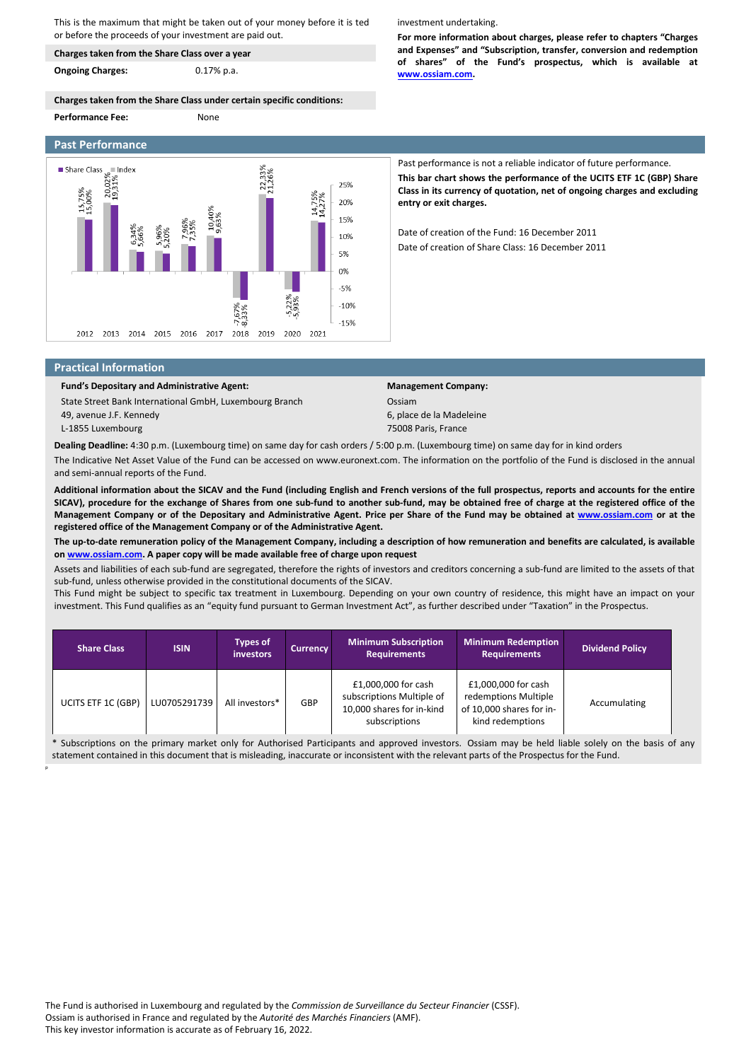This is the maximum that might be taken out of your money before it is ted or before the proceeds of your investment are paid out.

| Charges taken from the Share Class over a year | |
|---|---|
| **Ongoing Charges:** | 0.17% p.a. |

| Charges taken from the Share Class under certain specific conditions: | |
|---|---|
| **Performance Fee:** | None |

investment undertaking.

**For more information about charges, please refer to chapters "Charges and Expenses" and "Subscription, transfer, conversion and redemption of shares" of the Fund's prospectus, which is available at [www.ossiam.com](http://www.ossiam.com).**

## Past Performance

Share Class
Index

15,75%
15,00%
20,02%
19,31%
6,34%
5,66%
5,96%
5,20%
7,96%
7,35%
10,40%
9,63%
-7,67%
-8,33%
22,33%
21,26%
-5,22%
-5,93%
14,75%
14,27%

25%
20%
15%
10%
5%
0%
-5%
-10%
-15%

2012 2013 2014 2015 2016 2017 2018 2019 2020 2021

Past performance is not a reliable indicator of future performance.

**This bar chart shows the performance of the UCITS ETF 1C (GBP) Share Class in its currency of quotation, net of ongoing charges and excluding entry or exit charges.**

Date of creation of the Fund: 16 December 2011

Date of creation of Share Class: 16 December 2011

## Practical Information

**Fund's Depositary and Administrative Agent:**
State Street Bank International GmbH, Luxembourg Branch
49, avenue J.F. Kennedy
L-1855 Luxembourg

**Management Company:**
Ossiam
6, place de la Madeleine
75008 Paris, France

**Dealing Deadline:** 4:30 p.m. (Luxembourg time) on same day for cash orders / 5:00 p.m. (Luxembourg time) on same day for in kind orders

The Indicative Net Asset Value of the Fund can be accessed on www.euronext.com. The information on the portfolio of the Fund is disclosed in the annual and semi-annual reports of the Fund.

**Additional information about the SICAV and the Fund (including English and French versions of the full prospectus, reports and accounts for the entire SICAV), procedure for the exchange of Shares from one sub-fund to another sub-fund, may be obtained free of charge at the registered office of the Management Company or of the Depositary and Administrative Agent. Price per Share of the Fund may be obtained at [www.ossiam.com](http://www.ossiam.com) or at the registered office of the Management Company or of the Administrative Agent.**

**The up-to-date remuneration policy of the Management Company, including a description of how remuneration and benefits are calculated, is available on [www.ossiam.com](http://www.ossiam.com). A paper copy will be made available free of charge upon request**

Assets and liabilities of each sub-fund are segregated, therefore the rights of investors and creditors concerning a sub-fund are limited to the assets of that sub-fund, unless otherwise provided in the constitutional documents of the SICAV.

This Fund might be subject to specific tax treatment in Luxembourg. Depending on your own country of residence, this might have an impact on your investment. This Fund qualifies as an "equity fund pursuant to German Investment Act", as further described under "Taxation" in the Prospectus.

| Share Class | ISIN | Types of investors | Currency | Minimum Subscription Requirements | Minimum Redemption Requirements | Dividend Policy |
|---|---|---|---|---|---|---|
| UCITS ETF 1C (GBP) | LU0705291739 | All investors* | GBP | £1,000,000 for cash subscriptions Multiple of 10,000 shares for in-kind subscriptions | £1,000,000 for cash redemptions Multiple of 10,000 shares for in-kind redemptions | Accumulating |

* Subscriptions on the primary market only for Authorised Participants and approved investors. Ossiam may be held liable solely on the basis of any statement contained in this document that is misleading, inaccurate or inconsistent with the relevant parts of the Prospectus for the Fund.

The Fund is authorised in Luxembourg and regulated by the *Commission de Surveillance du Secteur Financier* (CSSF).
Ossiam is authorised in France and regulated by the *Autorité des Marchés Financiers* (AMF).
This key investor information is accurate as of February 16, 2022.